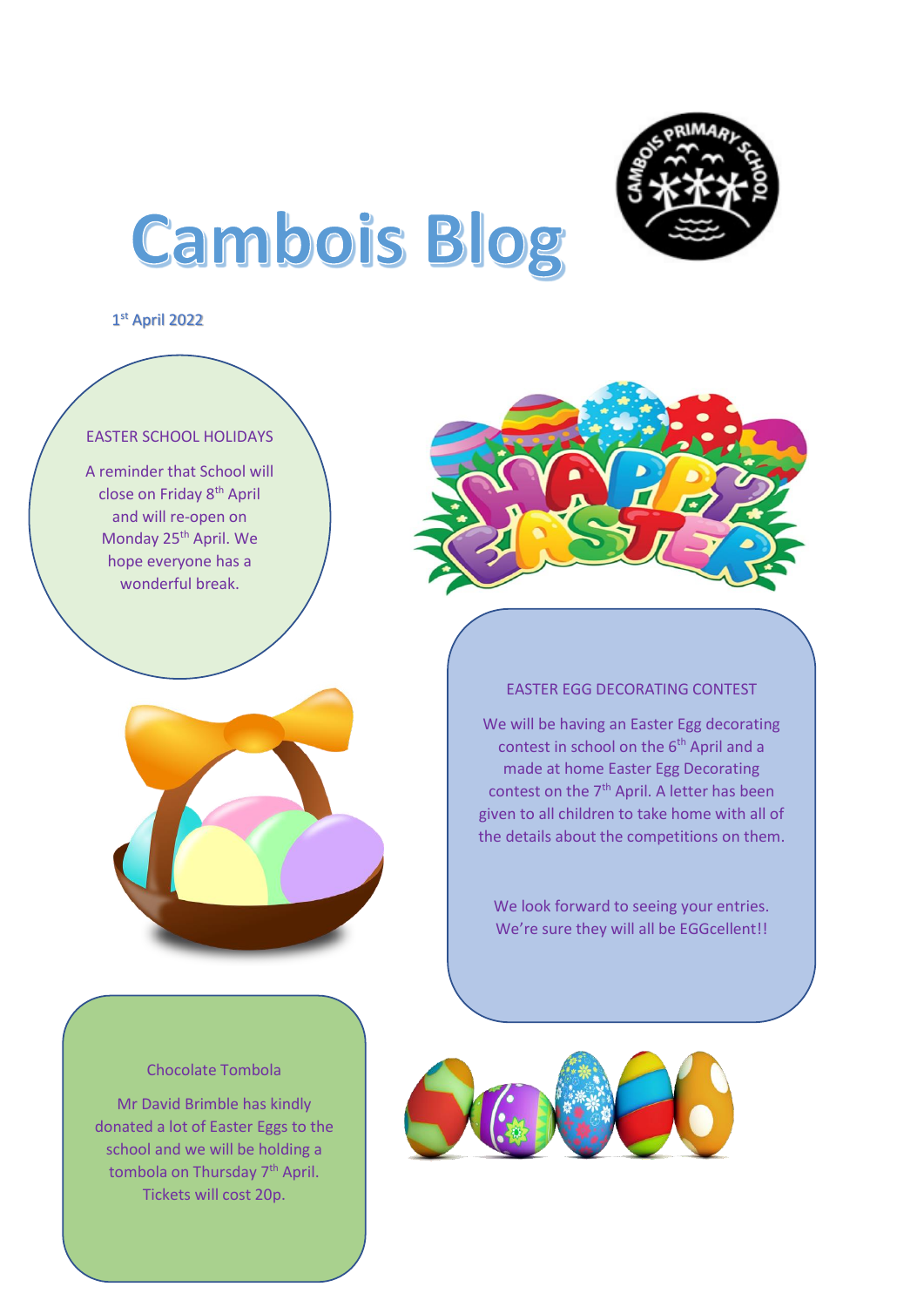# Cambois Blog

1st April 2022

## EASTER SCHOOL HOLIDAYS

A reminder that School will close on Friday 8th April and will re-open on Monday 25th April. We hope everyone has a wonderful break.

## EASTER EGG DECORATING CONTEST

We will be having an Easter Egg decorating contest in school on the 6th April and a made at home Easter Egg Decorating contest on the 7th April. A letter has been given to all children to take home with all of the details about the competitions on them.

We look forward to seeing your entries. We're sure they will all be EGGcellent!!

## Chocolate Tombola

Mr David Brimble has kindly donated a lot of Easter Eggs to the school and we will be holding a tombola on Thursday 7th April. Tickets will cost 20p.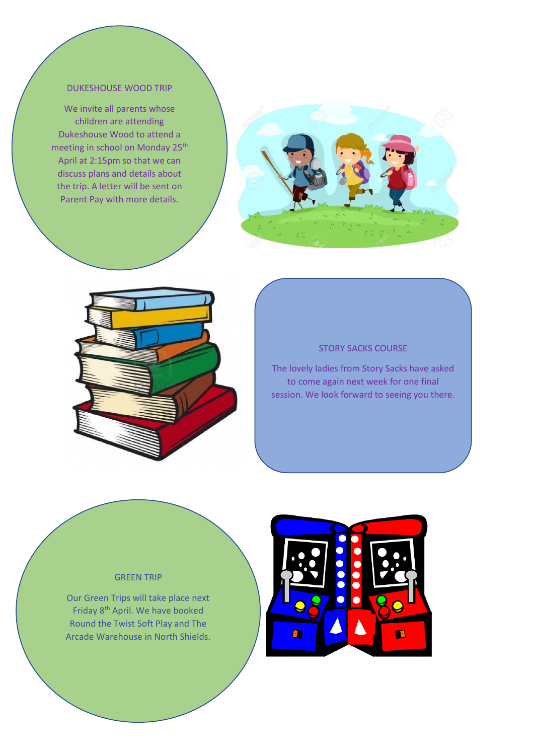## DUKESHOUSE WOOD TRIP

We invite all parents whose children are attending Dukeshouse Wood to attend a meeting in school on Monday 25th April at 2:15pm so that we can discuss plans and details about the trip. A letter will be sent on Parent Pay with more details.

## STORY SACKS COURSE

The lovely ladies from Story Sacks have asked to come again next week for one final session. We look forward to seeing you there.

## GREEN TRIP

Our Green Trips will take place next Friday 8th April. We have booked Round the Twist Soft Play and The Arcade Warehouse in North Shields.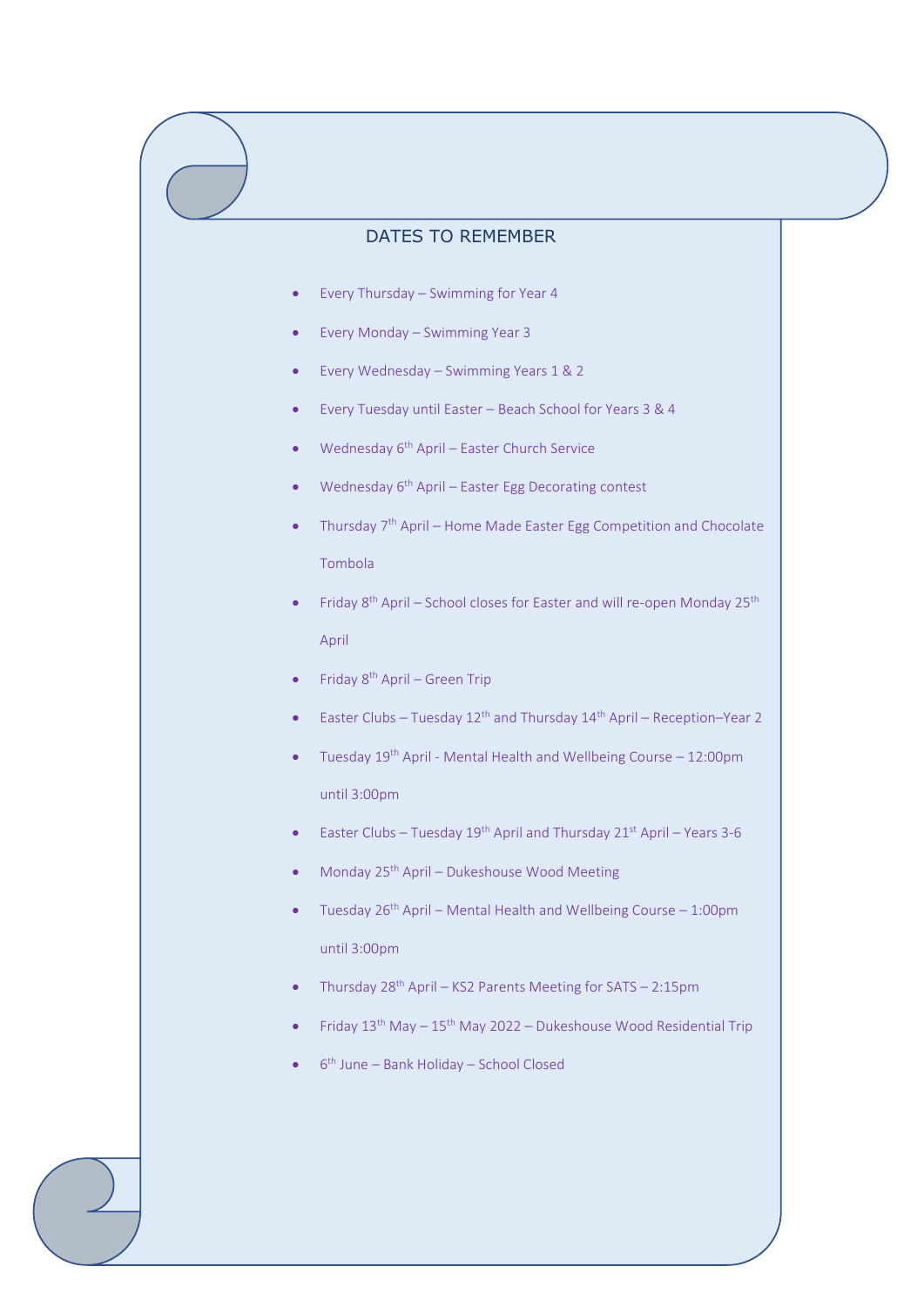## DATES TO REMEMBER

- Every Thursday – Swimming for Year 4
- Every Monday – Swimming Year 3
- Every Wednesday – Swimming Years 1 & 2
- Every Tuesday until Easter – Beach School for Years 3 & 4
- Wednesday 6th April – Easter Church Service
- Wednesday 6th April – Easter Egg Decorating contest
- Thursday 7th April – Home Made Easter Egg Competition and Chocolate Tombola
- Friday 8th April – School closes for Easter and will re-open Monday 25th April
- Friday 8th April – Green Trip
- Easter Clubs – Tuesday 12th and Thursday 14th April – Reception–Year 2
- Tuesday 19th April - Mental Health and Wellbeing Course – 12:00pm until 3:00pm
- Easter Clubs – Tuesday 19th April and Thursday 21st April – Years 3-6
- Monday 25th April – Dukeshouse Wood Meeting
- Tuesday 26th April – Mental Health and Wellbeing Course – 1:00pm until 3:00pm
- Thursday 28th April – KS2 Parents Meeting for SATS – 2:15pm
- Friday 13th May – 15th May 2022 – Dukeshouse Wood Residential Trip
- 6th June – Bank Holiday – School Closed